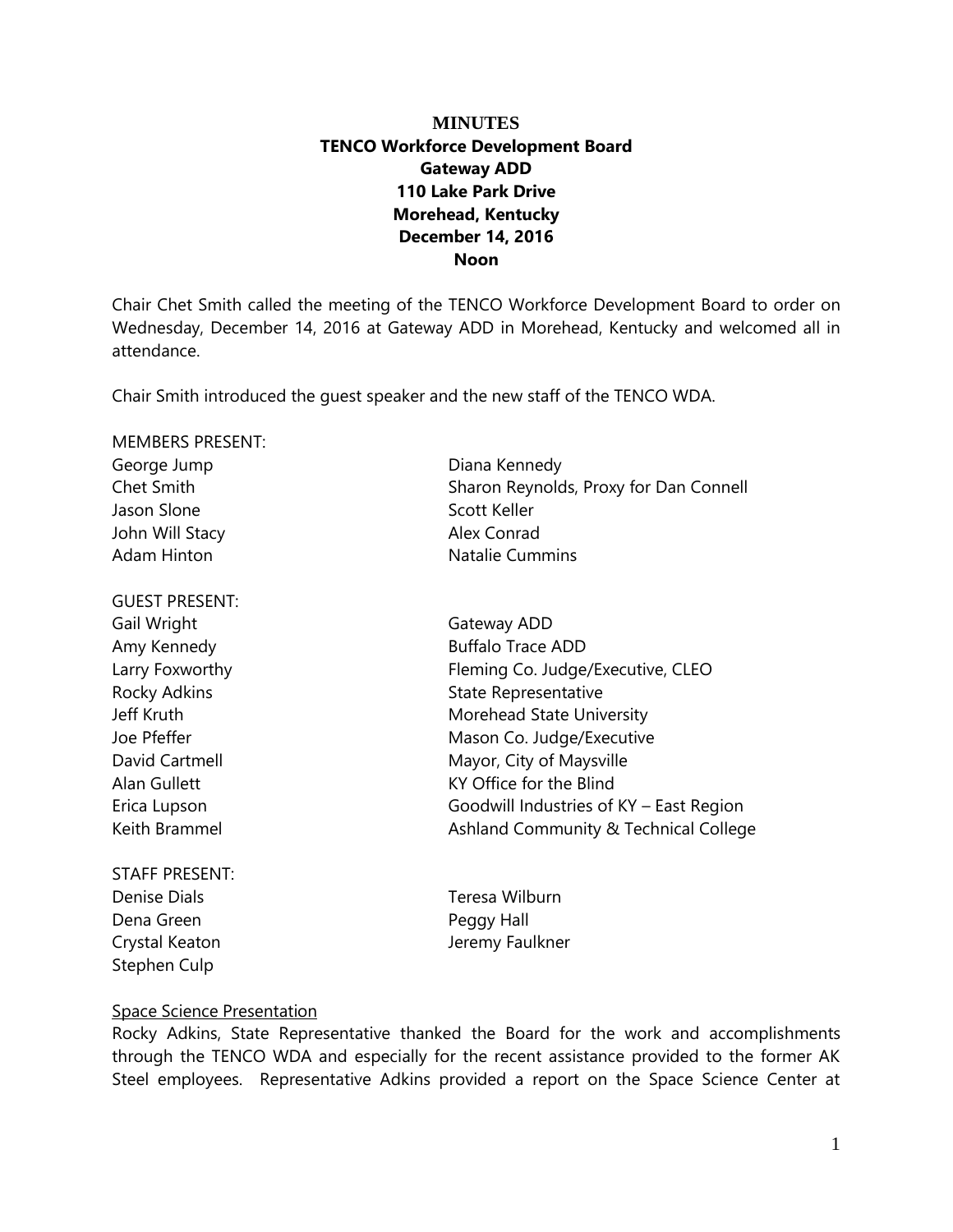**MINUTES**
**TENCO Workforce Development Board**
**Gateway ADD**
**110 Lake Park Drive**
**Morehead, Kentucky**
**December 14, 2016**
**Noon**

Chair Chet Smith called the meeting of the TENCO Workforce Development Board to order on Wednesday, December 14, 2016 at Gateway ADD in Morehead, Kentucky and welcomed all in attendance.

Chair Smith introduced the guest speaker and the new staff of the TENCO WDA.

MEMBERS PRESENT:

| | |
|---|---|
| George Jump | Diana Kennedy |
| Chet Smith | Sharon Reynolds, Proxy for Dan Connell |
| Jason Slone | Scott Keller |
| John Will Stacy | Alex Conrad |
| Adam Hinton | Natalie Cummins |

GUEST PRESENT:

| | |
|---|---|
| Gail Wright | Gateway ADD |
| Amy Kennedy | Buffalo Trace ADD |
| Larry Foxworthy | Fleming Co. Judge/Executive, CLEO |
| Rocky Adkins | State Representative |
| Jeff Kruth | Morehead State University |
| Joe Pfeffer | Mason Co. Judge/Executive |
| David Cartmell | Mayor, City of Maysville |
| Alan Gullett | KY Office for the Blind |
| Erica Lupson | Goodwill Industries of KY – East Region |
| Keith Brammel | Ashland Community & Technical College |

STAFF PRESENT:

| | |
|---|---|
| Denise Dials | Teresa Wilburn |
| Dena Green | Peggy Hall |
| Crystal Keaton | Jeremy Faulkner |
| Stephen Culp | |

<u>Space Science Presentation</u>

Rocky Adkins, State Representative thanked the Board for the work and accomplishments through the TENCO WDA and especially for the recent assistance provided to the former AK Steel employees. Representative Adkins provided a report on the Space Science Center at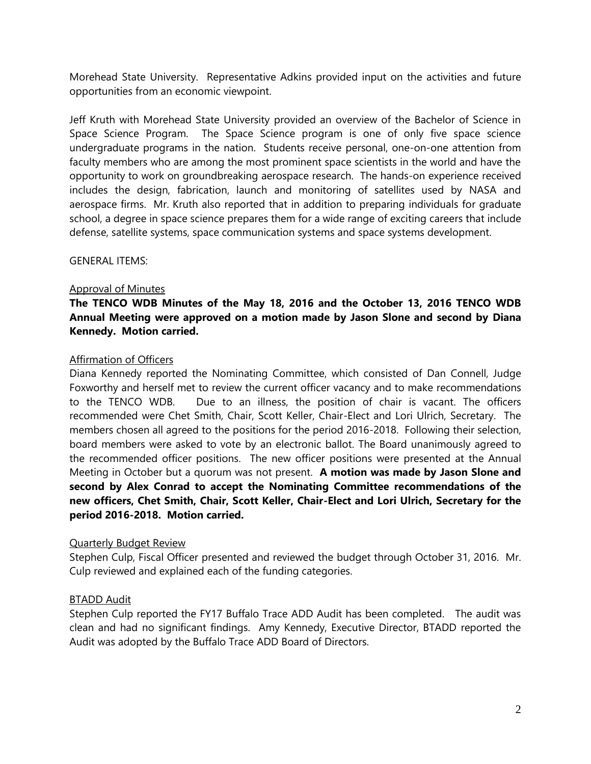Morehead State University. Representative Adkins provided input on the activities and future opportunities from an economic viewpoint.

Jeff Kruth with Morehead State University provided an overview of the Bachelor of Science in Space Science Program. The Space Science program is one of only five space science undergraduate programs in the nation. Students receive personal, one-on-one attention from faculty members who are among the most prominent space scientists in the world and have the opportunity to work on groundbreaking aerospace research. The hands-on experience received includes the design, fabrication, launch and monitoring of satellites used by NASA and aerospace firms. Mr. Kruth also reported that in addition to preparing individuals for graduate school, a degree in space science prepares them for a wide range of exciting careers that include defense, satellite systems, space communication systems and space systems development.

GENERAL ITEMS:

<u>Approval of Minutes</u>

**The TENCO WDB Minutes of the May 18, 2016 and the October 13, 2016 TENCO WDB Annual Meeting were approved on a motion made by Jason Slone and second by Diana Kennedy. Motion carried.**

<u>Affirmation of Officers</u>

Diana Kennedy reported the Nominating Committee, which consisted of Dan Connell, Judge Foxworthy and herself met to review the current officer vacancy and to make recommendations to the TENCO WDB. Due to an illness, the position of chair is vacant. The officers recommended were Chet Smith, Chair, Scott Keller, Chair-Elect and Lori Ulrich, Secretary. The members chosen all agreed to the positions for the period 2016-2018. Following their selection, board members were asked to vote by an electronic ballot. The Board unanimously agreed to the recommended officer positions. The new officer positions were presented at the Annual Meeting in October but a quorum was not present. **A motion was made by Jason Slone and second by Alex Conrad to accept the Nominating Committee recommendations of the new officers, Chet Smith, Chair, Scott Keller, Chair-Elect and Lori Ulrich, Secretary for the period 2016-2018. Motion carried.**

<u>Quarterly Budget Review</u>

Stephen Culp, Fiscal Officer presented and reviewed the budget through October 31, 2016. Mr. Culp reviewed and explained each of the funding categories.

<u>BTADD Audit</u>

Stephen Culp reported the FY17 Buffalo Trace ADD Audit has been completed. The audit was clean and had no significant findings. Amy Kennedy, Executive Director, BTADD reported the Audit was adopted by the Buffalo Trace ADD Board of Directors.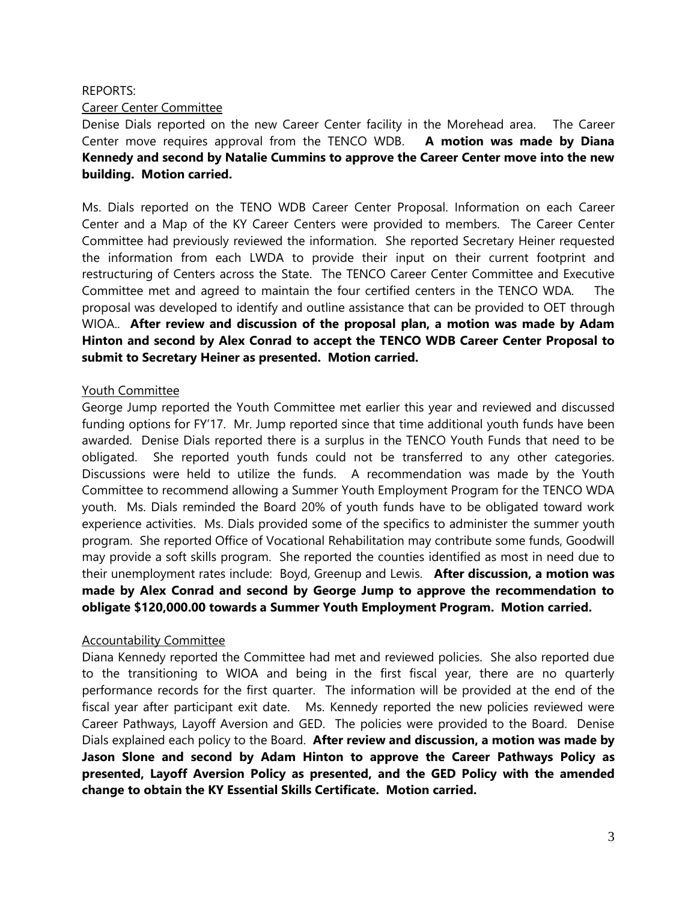REPORTS:

Career Center Committee

Denise Dials reported on the new Career Center facility in the Morehead area. The Career Center move requires approval from the TENCO WDB. **A motion was made by Diana Kennedy and second by Natalie Cummins to approve the Career Center move into the new building. Motion carried.**

Ms. Dials reported on the TENO WDB Career Center Proposal. Information on each Career Center and a Map of the KY Career Centers were provided to members. The Career Center Committee had previously reviewed the information. She reported Secretary Heiner requested the information from each LWDA to provide their input on their current footprint and restructuring of Centers across the State. The TENCO Career Center Committee and Executive Committee met and agreed to maintain the four certified centers in the TENCO WDA. The proposal was developed to identify and outline assistance that can be provided to OET through WIOA.. **After review and discussion of the proposal plan, a motion was made by Adam Hinton and second by Alex Conrad to accept the TENCO WDB Career Center Proposal to submit to Secretary Heiner as presented. Motion carried.**

Youth Committee

George Jump reported the Youth Committee met earlier this year and reviewed and discussed funding options for FY'17. Mr. Jump reported since that time additional youth funds have been awarded. Denise Dials reported there is a surplus in the TENCO Youth Funds that need to be obligated. She reported youth funds could not be transferred to any other categories. Discussions were held to utilize the funds. A recommendation was made by the Youth Committee to recommend allowing a Summer Youth Employment Program for the TENCO WDA youth. Ms. Dials reminded the Board 20% of youth funds have to be obligated toward work experience activities. Ms. Dials provided some of the specifics to administer the summer youth program. She reported Office of Vocational Rehabilitation may contribute some funds, Goodwill may provide a soft skills program. She reported the counties identified as most in need due to their unemployment rates include: Boyd, Greenup and Lewis. **After discussion, a motion was made by Alex Conrad and second by George Jump to approve the recommendation to obligate $120,000.00 towards a Summer Youth Employment Program. Motion carried.**

Accountability Committee

Diana Kennedy reported the Committee had met and reviewed policies. She also reported due to the transitioning to WIOA and being in the first fiscal year, there are no quarterly performance records for the first quarter. The information will be provided at the end of the fiscal year after participant exit date. Ms. Kennedy reported the new policies reviewed were Career Pathways, Layoff Aversion and GED. The policies were provided to the Board. Denise Dials explained each policy to the Board. **After review and discussion, a motion was made by Jason Slone and second by Adam Hinton to approve the Career Pathways Policy as presented, Layoff Aversion Policy as presented, and the GED Policy with the amended change to obtain the KY Essential Skills Certificate. Motion carried.**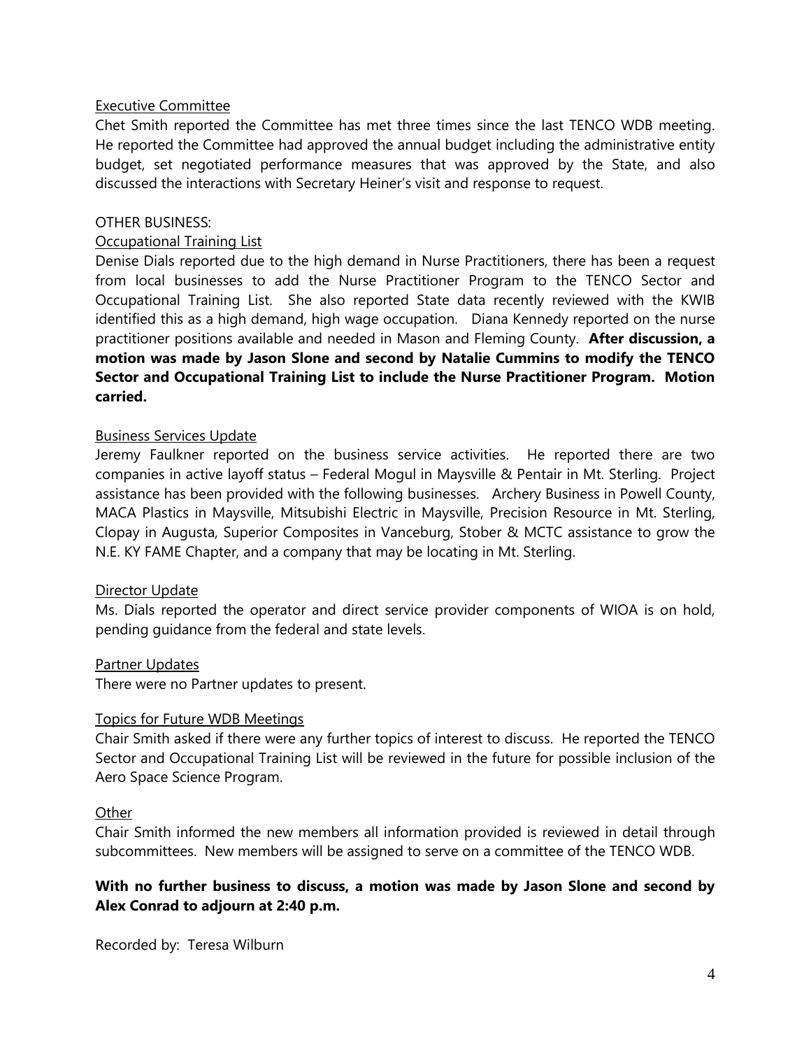Executive Committee

Chet Smith reported the Committee has met three times since the last TENCO WDB meeting. He reported the Committee had approved the annual budget including the administrative entity budget, set negotiated performance measures that was approved by the State, and also discussed the interactions with Secretary Heiner's visit and response to request.

OTHER BUSINESS:

Occupational Training List

Denise Dials reported due to the high demand in Nurse Practitioners, there has been a request from local businesses to add the Nurse Practitioner Program to the TENCO Sector and Occupational Training List. She also reported State data recently reviewed with the KWIB identified this as a high demand, high wage occupation. Diana Kennedy reported on the nurse practitioner positions available and needed in Mason and Fleming County. **After discussion, a motion was made by Jason Slone and second by Natalie Cummins to modify the TENCO Sector and Occupational Training List to include the Nurse Practitioner Program. Motion carried.**

Business Services Update

Jeremy Faulkner reported on the business service activities. He reported there are two companies in active layoff status – Federal Mogul in Maysville & Pentair in Mt. Sterling. Project assistance has been provided with the following businesses. Archery Business in Powell County, MACA Plastics in Maysville, Mitsubishi Electric in Maysville, Precision Resource in Mt. Sterling, Clopay in Augusta, Superior Composites in Vanceburg, Stober & MCTC assistance to grow the N.E. KY FAME Chapter, and a company that may be locating in Mt. Sterling.

Director Update

Ms. Dials reported the operator and direct service provider components of WIOA is on hold, pending guidance from the federal and state levels.

Partner Updates

There were no Partner updates to present.

Topics for Future WDB Meetings

Chair Smith asked if there were any further topics of interest to discuss. He reported the TENCO Sector and Occupational Training List will be reviewed in the future for possible inclusion of the Aero Space Science Program.

Other

Chair Smith informed the new members all information provided is reviewed in detail through subcommittees. New members will be assigned to serve on a committee of the TENCO WDB.

**With no further business to discuss, a motion was made by Jason Slone and second by Alex Conrad to adjourn at 2:40 p.m.**

Recorded by: Teresa Wilburn